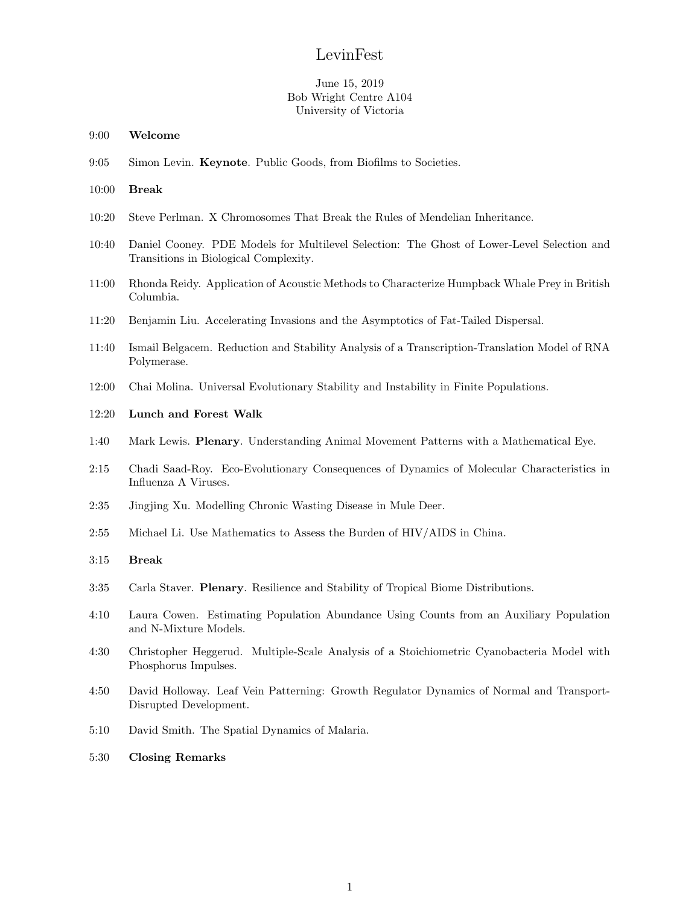# LevinFest

June 15, 2019
Bob Wright Centre A104
University of Victoria

9:00 **Welcome**

9:05 Simon Levin. **Keynote**. Public Goods, from Biofilms to Societies.

10:00 **Break**

10:20 Steve Perlman. X Chromosomes That Break the Rules of Mendelian Inheritance.

10:40 Daniel Cooney. PDE Models for Multilevel Selection: The Ghost of Lower-Level Selection and Transitions in Biological Complexity.

11:00 Rhonda Reidy. Application of Acoustic Methods to Characterize Humpback Whale Prey in British Columbia.

11:20 Benjamin Liu. Accelerating Invasions and the Asymptotics of Fat-Tailed Dispersal.

11:40 Ismail Belgacem. Reduction and Stability Analysis of a Transcription-Translation Model of RNA Polymerase.

12:00 Chai Molina. Universal Evolutionary Stability and Instability in Finite Populations.

12:20 **Lunch and Forest Walk**

1:40 Mark Lewis. **Plenary**. Understanding Animal Movement Patterns with a Mathematical Eye.

2:15 Chadi Saad-Roy. Eco-Evolutionary Consequences of Dynamics of Molecular Characteristics in Influenza A Viruses.

2:35 Jingjing Xu. Modelling Chronic Wasting Disease in Mule Deer.

2:55 Michael Li. Use Mathematics to Assess the Burden of HIV/AIDS in China.

3:15 **Break**

3:35 Carla Staver. **Plenary**. Resilience and Stability of Tropical Biome Distributions.

4:10 Laura Cowen. Estimating Population Abundance Using Counts from an Auxiliary Population and N-Mixture Models.

4:30 Christopher Heggerud. Multiple-Scale Analysis of a Stoichiometric Cyanobacteria Model with Phosphorus Impulses.

4:50 David Holloway. Leaf Vein Patterning: Growth Regulator Dynamics of Normal and Transport-Disrupted Development.

5:10 David Smith. The Spatial Dynamics of Malaria.

5:30 **Closing Remarks**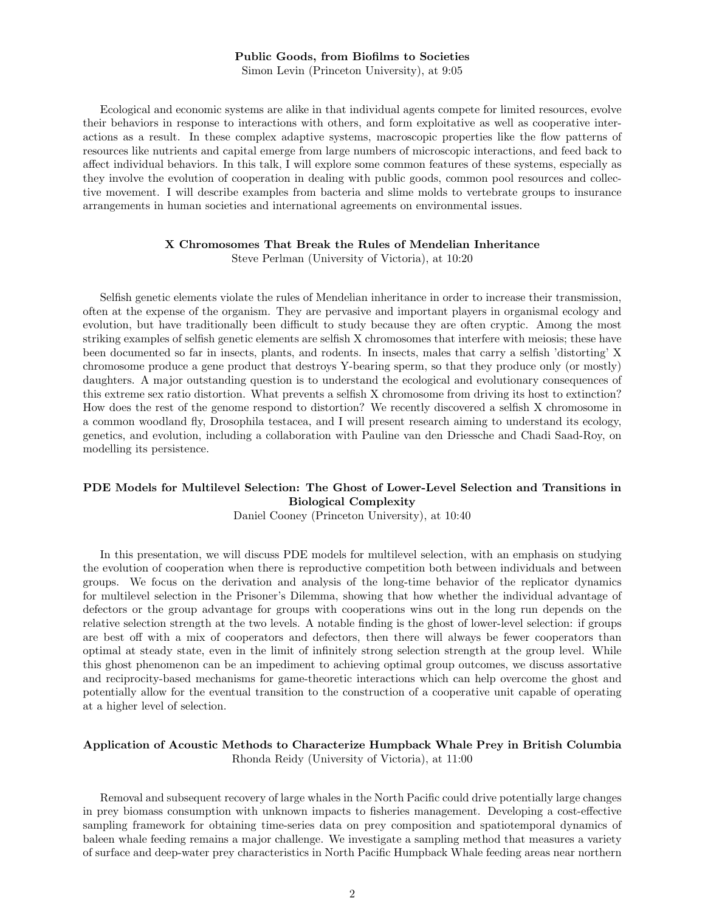**Public Goods, from Biofilms to Societies**
Simon Levin (Princeton University), at 9:05

Ecological and economic systems are alike in that individual agents compete for limited resources, evolve their behaviors in response to interactions with others, and form exploitative as well as cooperative interactions as a result. In these complex adaptive systems, macroscopic properties like the flow patterns of resources like nutrients and capital emerge from large numbers of microscopic interactions, and feed back to affect individual behaviors. In this talk, I will explore some common features of these systems, especially as they involve the evolution of cooperation in dealing with public goods, common pool resources and collective movement. I will describe examples from bacteria and slime molds to vertebrate groups to insurance arrangements in human societies and international agreements on environmental issues.

**X Chromosomes That Break the Rules of Mendelian Inheritance**
Steve Perlman (University of Victoria), at 10:20

Selfish genetic elements violate the rules of Mendelian inheritance in order to increase their transmission, often at the expense of the organism. They are pervasive and important players in organismal ecology and evolution, but have traditionally been difficult to study because they are often cryptic. Among the most striking examples of selfish genetic elements are selfish X chromosomes that interfere with meiosis; these have been documented so far in insects, plants, and rodents. In insects, males that carry a selfish 'distorting' X chromosome produce a gene product that destroys Y-bearing sperm, so that they produce only (or mostly) daughters. A major outstanding question is to understand the ecological and evolutionary consequences of this extreme sex ratio distortion. What prevents a selfish X chromosome from driving its host to extinction? How does the rest of the genome respond to distortion? We recently discovered a selfish X chromosome in a common woodland fly, Drosophila testacea, and I will present research aiming to understand its ecology, genetics, and evolution, including a collaboration with Pauline van den Driessche and Chadi Saad-Roy, on modelling its persistence.

**PDE Models for Multilevel Selection: The Ghost of Lower-Level Selection and Transitions in Biological Complexity**
Daniel Cooney (Princeton University), at 10:40

In this presentation, we will discuss PDE models for multilevel selection, with an emphasis on studying the evolution of cooperation when there is reproductive competition both between individuals and between groups. We focus on the derivation and analysis of the long-time behavior of the replicator dynamics for multilevel selection in the Prisoner's Dilemma, showing that how whether the individual advantage of defectors or the group advantage for groups with cooperations wins out in the long run depends on the relative selection strength at the two levels. A notable finding is the ghost of lower-level selection: if groups are best off with a mix of cooperators and defectors, then there will always be fewer cooperators than optimal at steady state, even in the limit of infinitely strong selection strength at the group level. While this ghost phenomenon can be an impediment to achieving optimal group outcomes, we discuss assortative and reciprocity-based mechanisms for game-theoretic interactions which can help overcome the ghost and potentially allow for the eventual transition to the construction of a cooperative unit capable of operating at a higher level of selection.

**Application of Acoustic Methods to Characterize Humpback Whale Prey in British Columbia**
Rhonda Reidy (University of Victoria), at 11:00

Removal and subsequent recovery of large whales in the North Pacific could drive potentially large changes in prey biomass consumption with unknown impacts to fisheries management. Developing a cost-effective sampling framework for obtaining time-series data on prey composition and spatiotemporal dynamics of baleen whale feeding remains a major challenge. We investigate a sampling method that measures a variety of surface and deep-water prey characteristics in North Pacific Humpback Whale feeding areas near northern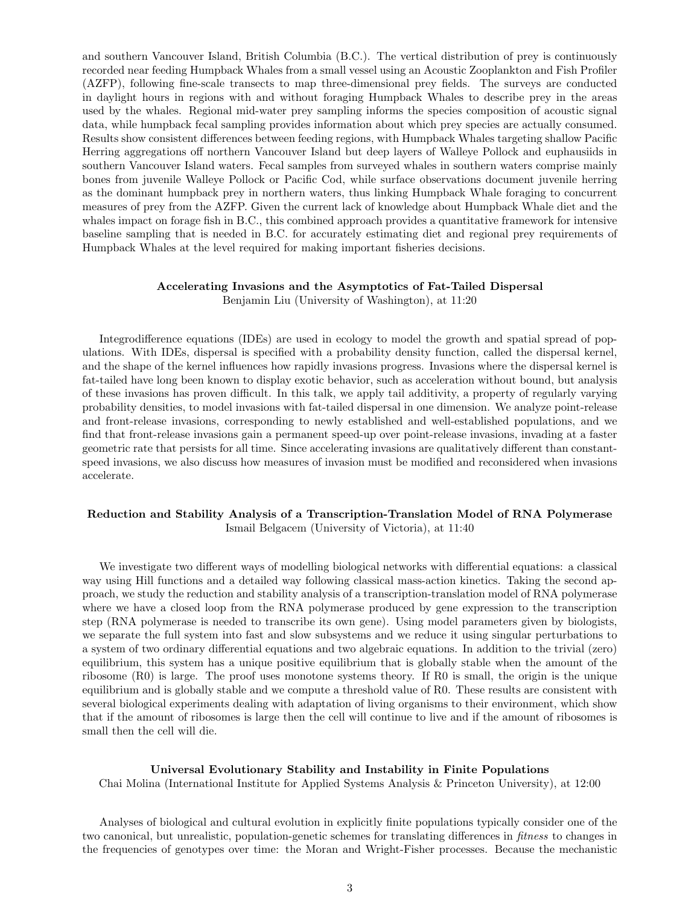and southern Vancouver Island, British Columbia (B.C.). The vertical distribution of prey is continuously recorded near feeding Humpback Whales from a small vessel using an Acoustic Zooplankton and Fish Profiler (AZFP), following fine-scale transects to map three-dimensional prey fields. The surveys are conducted in daylight hours in regions with and without foraging Humpback Whales to describe prey in the areas used by the whales. Regional mid-water prey sampling informs the species composition of acoustic signal data, while humpback fecal sampling provides information about which prey species are actually consumed. Results show consistent differences between feeding regions, with Humpback Whales targeting shallow Pacific Herring aggregations off northern Vancouver Island but deep layers of Walleye Pollock and euphausiids in southern Vancouver Island waters. Fecal samples from surveyed whales in southern waters comprise mainly bones from juvenile Walleye Pollock or Pacific Cod, while surface observations document juvenile herring as the dominant humpback prey in northern waters, thus linking Humpback Whale foraging to concurrent measures of prey from the AZFP. Given the current lack of knowledge about Humpback Whale diet and the whales impact on forage fish in B.C., this combined approach provides a quantitative framework for intensive baseline sampling that is needed in B.C. for accurately estimating diet and regional prey requirements of Humpback Whales at the level required for making important fisheries decisions.

### Accelerating Invasions and the Asymptotics of Fat-Tailed Dispersal

Benjamin Liu (University of Washington), at 11:20

Integrodifference equations (IDEs) are used in ecology to model the growth and spatial spread of populations. With IDEs, dispersal is specified with a probability density function, called the dispersal kernel, and the shape of the kernel influences how rapidly invasions progress. Invasions where the dispersal kernel is fat-tailed have long been known to display exotic behavior, such as acceleration without bound, but analysis of these invasions has proven difficult. In this talk, we apply tail additivity, a property of regularly varying probability densities, to model invasions with fat-tailed dispersal in one dimension. We analyze point-release and front-release invasions, corresponding to newly established and well-established populations, and we find that front-release invasions gain a permanent speed-up over point-release invasions, invading at a faster geometric rate that persists for all time. Since accelerating invasions are qualitatively different than constant-speed invasions, we also discuss how measures of invasion must be modified and reconsidered when invasions accelerate.

### Reduction and Stability Analysis of a Transcription-Translation Model of RNA Polymerase

Ismail Belgacem (University of Victoria), at 11:40

We investigate two different ways of modelling biological networks with differential equations: a classical way using Hill functions and a detailed way following classical mass-action kinetics. Taking the second approach, we study the reduction and stability analysis of a transcription-translation model of RNA polymerase where we have a closed loop from the RNA polymerase produced by gene expression to the transcription step (RNA polymerase is needed to transcribe its own gene). Using model parameters given by biologists, we separate the full system into fast and slow subsystems and we reduce it using singular perturbations to a system of two ordinary differential equations and two algebraic equations. In addition to the trivial (zero) equilibrium, this system has a unique positive equilibrium that is globally stable when the amount of the ribosome (R0) is large. The proof uses monotone systems theory. If R0 is small, the origin is the unique equilibrium and is globally stable and we compute a threshold value of R0. These results are consistent with several biological experiments dealing with adaptation of living organisms to their environment, which show that if the amount of ribosomes is large then the cell will continue to live and if the amount of ribosomes is small then the cell will die.

### Universal Evolutionary Stability and Instability in Finite Populations

Chai Molina (International Institute for Applied Systems Analysis & Princeton University), at 12:00

Analyses of biological and cultural evolution in explicitly finite populations typically consider one of the two canonical, but unrealistic, population-genetic schemes for translating differences in *fitness* to changes in the frequencies of genotypes over time: the Moran and Wright-Fisher processes. Because the mechanistic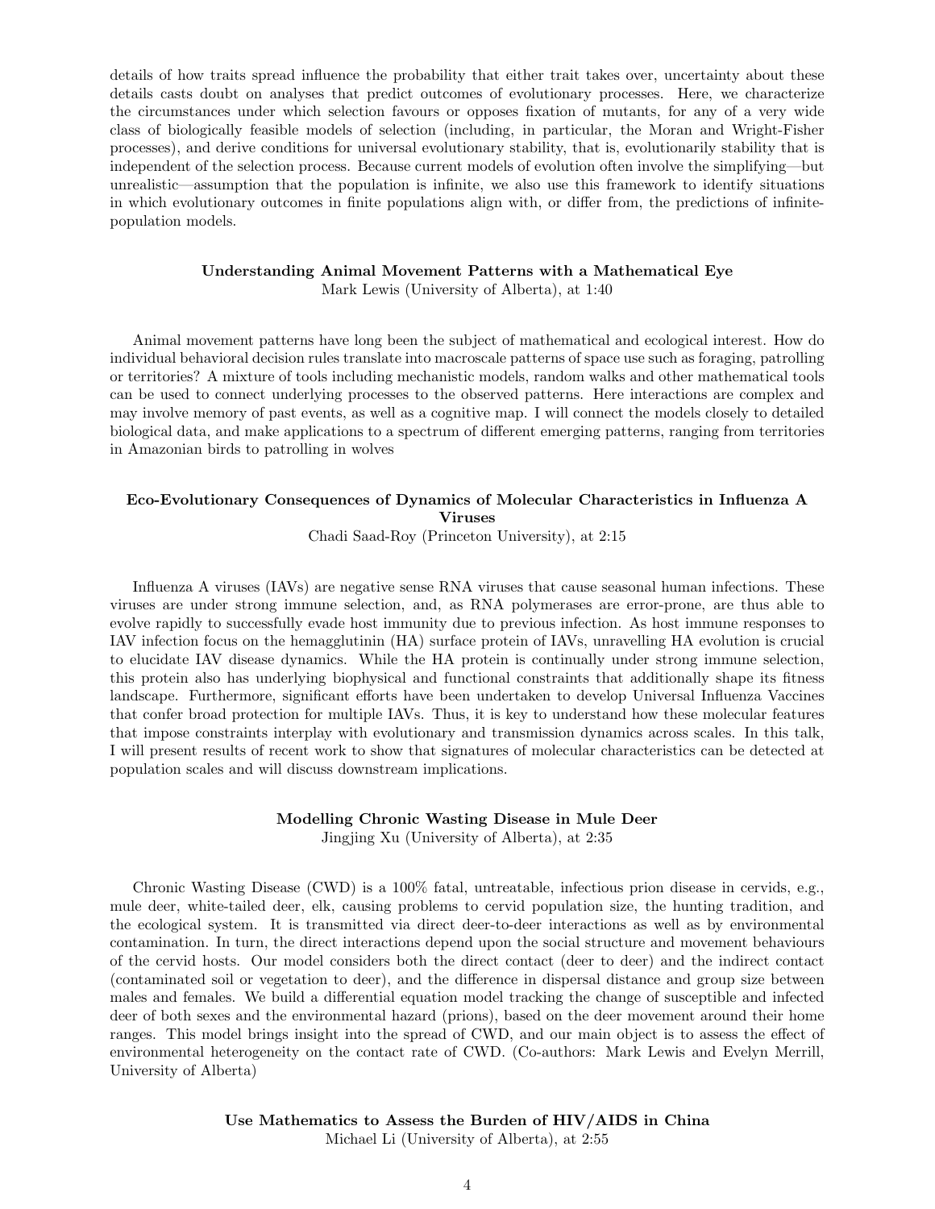details of how traits spread influence the probability that either trait takes over, uncertainty about these details casts doubt on analyses that predict outcomes of evolutionary processes. Here, we characterize the circumstances under which selection favours or opposes fixation of mutants, for any of a very wide class of biologically feasible models of selection (including, in particular, the Moran and Wright-Fisher processes), and derive conditions for universal evolutionary stability, that is, evolutionarily stability that is independent of the selection process. Because current models of evolution often involve the simplifying—but unrealistic—assumption that the population is infinite, we also use this framework to identify situations in which evolutionary outcomes in finite populations align with, or differ from, the predictions of infinite-population models.

**Understanding Animal Movement Patterns with a Mathematical Eye**
Mark Lewis (University of Alberta), at 1:40

Animal movement patterns have long been the subject of mathematical and ecological interest. How do individual behavioral decision rules translate into macroscale patterns of space use such as foraging, patrolling or territories? A mixture of tools including mechanistic models, random walks and other mathematical tools can be used to connect underlying processes to the observed patterns. Here interactions are complex and may involve memory of past events, as well as a cognitive map. I will connect the models closely to detailed biological data, and make applications to a spectrum of different emerging patterns, ranging from territories in Amazonian birds to patrolling in wolves

**Eco-Evolutionary Consequences of Dynamics of Molecular Characteristics in Influenza A Viruses**
Chadi Saad-Roy (Princeton University), at 2:15

Influenza A viruses (IAVs) are negative sense RNA viruses that cause seasonal human infections. These viruses are under strong immune selection, and, as RNA polymerases are error-prone, are thus able to evolve rapidly to successfully evade host immunity due to previous infection. As host immune responses to IAV infection focus on the hemagglutinin (HA) surface protein of IAVs, unravelling HA evolution is crucial to elucidate IAV disease dynamics. While the HA protein is continually under strong immune selection, this protein also has underlying biophysical and functional constraints that additionally shape its fitness landscape. Furthermore, significant efforts have been undertaken to develop Universal Influenza Vaccines that confer broad protection for multiple IAVs. Thus, it is key to understand how these molecular features that impose constraints interplay with evolutionary and transmission dynamics across scales. In this talk, I will present results of recent work to show that signatures of molecular characteristics can be detected at population scales and will discuss downstream implications.

**Modelling Chronic Wasting Disease in Mule Deer**
Jingjing Xu (University of Alberta), at 2:35

Chronic Wasting Disease (CWD) is a 100% fatal, untreatable, infectious prion disease in cervids, e.g., mule deer, white-tailed deer, elk, causing problems to cervid population size, the hunting tradition, and the ecological system. It is transmitted via direct deer-to-deer interactions as well as by environmental contamination. In turn, the direct interactions depend upon the social structure and movement behaviours of the cervid hosts. Our model considers both the direct contact (deer to deer) and the indirect contact (contaminated soil or vegetation to deer), and the difference in dispersal distance and group size between males and females. We build a differential equation model tracking the change of susceptible and infected deer of both sexes and the environmental hazard (prions), based on the deer movement around their home ranges. This model brings insight into the spread of CWD, and our main object is to assess the effect of environmental heterogeneity on the contact rate of CWD. (Co-authors: Mark Lewis and Evelyn Merrill, University of Alberta)

**Use Mathematics to Assess the Burden of HIV/AIDS in China**
Michael Li (University of Alberta), at 2:55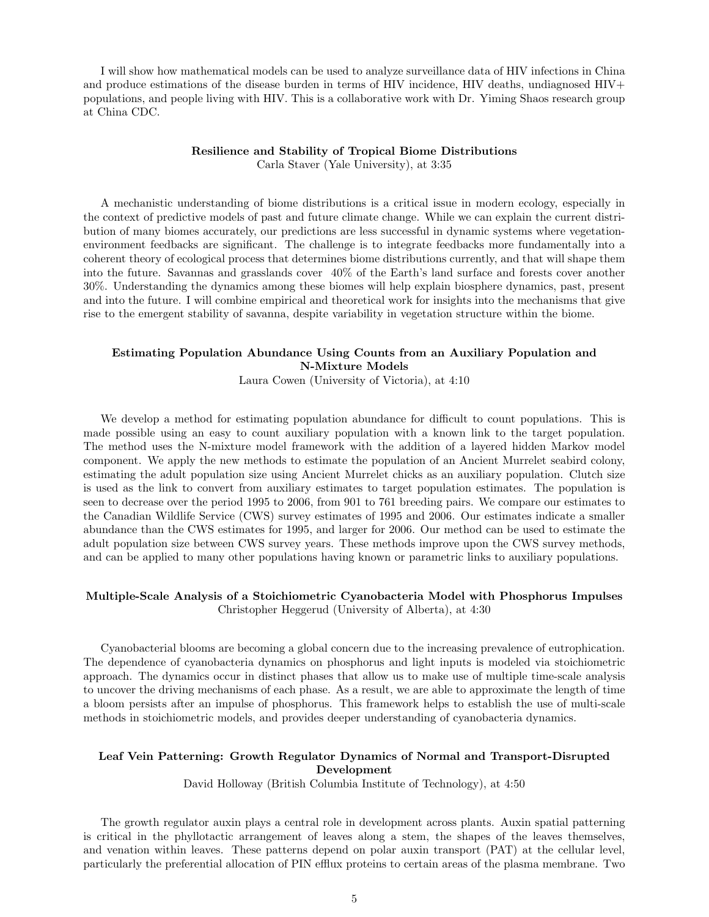I will show how mathematical models can be used to analyze surveillance data of HIV infections in China and produce estimations of the disease burden in terms of HIV incidence, HIV deaths, undiagnosed HIV+ populations, and people living with HIV. This is a collaborative work with Dr. Yiming Shaos research group at China CDC.

### Resilience and Stability of Tropical Biome Distributions

Carla Staver (Yale University), at 3:35

A mechanistic understanding of biome distributions is a critical issue in modern ecology, especially in the context of predictive models of past and future climate change. While we can explain the current distribution of many biomes accurately, our predictions are less successful in dynamic systems where vegetation-environment feedbacks are significant. The challenge is to integrate feedbacks more fundamentally into a coherent theory of ecological process that determines biome distributions currently, and that will shape them into the future. Savannas and grasslands cover 40% of the Earth's land surface and forests cover another 30%. Understanding the dynamics among these biomes will help explain biosphere dynamics, past, present and into the future. I will combine empirical and theoretical work for insights into the mechanisms that give rise to the emergent stability of savanna, despite variability in vegetation structure within the biome.

### Estimating Population Abundance Using Counts from an Auxiliary Population and N-Mixture Models

Laura Cowen (University of Victoria), at 4:10

We develop a method for estimating population abundance for difficult to count populations. This is made possible using an easy to count auxiliary population with a known link to the target population. The method uses the N-mixture model framework with the addition of a layered hidden Markov model component. We apply the new methods to estimate the population of an Ancient Murrelet seabird colony, estimating the adult population size using Ancient Murrelet chicks as an auxiliary population. Clutch size is used as the link to convert from auxiliary estimates to target population estimates. The population is seen to decrease over the period 1995 to 2006, from 901 to 761 breeding pairs. We compare our estimates to the Canadian Wildlife Service (CWS) survey estimates of 1995 and 2006. Our estimates indicate a smaller abundance than the CWS estimates for 1995, and larger for 2006. Our method can be used to estimate the adult population size between CWS survey years. These methods improve upon the CWS survey methods, and can be applied to many other populations having known or parametric links to auxiliary populations.

### Multiple-Scale Analysis of a Stoichiometric Cyanobacteria Model with Phosphorus Impulses

Christopher Heggerud (University of Alberta), at 4:30

Cyanobacterial blooms are becoming a global concern due to the increasing prevalence of eutrophication. The dependence of cyanobacteria dynamics on phosphorus and light inputs is modeled via stoichiometric approach. The dynamics occur in distinct phases that allow us to make use of multiple time-scale analysis to uncover the driving mechanisms of each phase. As a result, we are able to approximate the length of time a bloom persists after an impulse of phosphorus. This framework helps to establish the use of multi-scale methods in stoichiometric models, and provides deeper understanding of cyanobacteria dynamics.

### Leaf Vein Patterning: Growth Regulator Dynamics of Normal and Transport-Disrupted Development

David Holloway (British Columbia Institute of Technology), at 4:50

The growth regulator auxin plays a central role in development across plants. Auxin spatial patterning is critical in the phyllotactic arrangement of leaves along a stem, the shapes of the leaves themselves, and venation within leaves. These patterns depend on polar auxin transport (PAT) at the cellular level, particularly the preferential allocation of PIN efflux proteins to certain areas of the plasma membrane. Two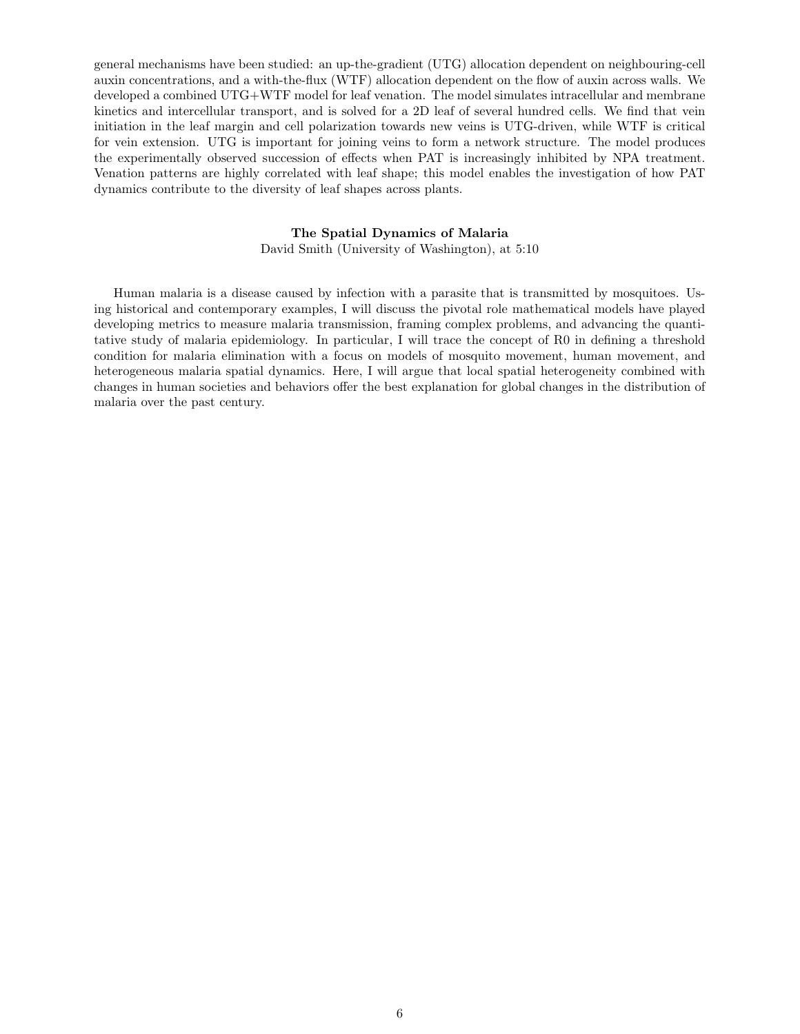general mechanisms have been studied: an up-the-gradient (UTG) allocation dependent on neighbouring-cell auxin concentrations, and a with-the-flux (WTF) allocation dependent on the flow of auxin across walls. We developed a combined UTG+WTF model for leaf venation. The model simulates intracellular and membrane kinetics and intercellular transport, and is solved for a 2D leaf of several hundred cells. We find that vein initiation in the leaf margin and cell polarization towards new veins is UTG-driven, while WTF is critical for vein extension. UTG is important for joining veins to form a network structure. The model produces the experimentally observed succession of effects when PAT is increasingly inhibited by NPA treatment. Venation patterns are highly correlated with leaf shape; this model enables the investigation of how PAT dynamics contribute to the diversity of leaf shapes across plants.

**The Spatial Dynamics of Malaria**

David Smith (University of Washington), at 5:10

Human malaria is a disease caused by infection with a parasite that is transmitted by mosquitoes. Using historical and contemporary examples, I will discuss the pivotal role mathematical models have played developing metrics to measure malaria transmission, framing complex problems, and advancing the quantitative study of malaria epidemiology. In particular, I will trace the concept of R0 in defining a threshold condition for malaria elimination with a focus on models of mosquito movement, human movement, and heterogeneous malaria spatial dynamics. Here, I will argue that local spatial heterogeneity combined with changes in human societies and behaviors offer the best explanation for global changes in the distribution of malaria over the past century.